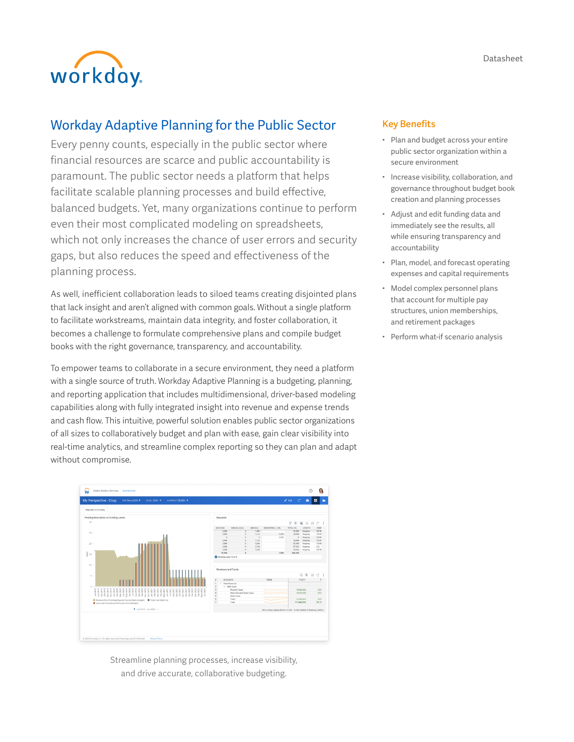Datasheet

# Workday Adaptive Planning for the Public Sector

Every penny counts, especially in the public sector where financial resources are scarce and public accountability is paramount. The public sector needs a platform that helps facilitate scalable planning processes and build effective, balanced budgets. Yet, many organizations continue to perform even their most complicated modeling on spreadsheets, which not only increases the chance of user errors and security gaps, but also reduces the speed and effectiveness of the planning process.

As well, inefficient collaboration leads to siloed teams creating disjointed plans that lack insight and aren't aligned with common goals. Without a single platform to facilitate workstreams, maintain data integrity, and foster collaboration, it becomes a challenge to formulate comprehensive plans and compile budget books with the right governance, transparency, and accountability.

To empower teams to collaborate in a secure environment, they need a platform with a single source of truth. Workday Adaptive Planning is a budgeting, planning, and reporting application that includes multidimensional, driver-based modeling capabilities along with fully integrated insight into revenue and expense trends and cash flow. This intuitive, powerful solution enables public sector organizations of all sizes to collaboratively budget and plan with ease, gain clear visibility into real-time analytics, and streamline complex reporting so they can plan and adapt without compromise.

Streamline planning processes, increase visibility, and drive accurate, collaborative budgeting.

## Key Benefits

- Plan and budget across your entire public sector organization within a secure environment
- Increase visibility, collaboration, and governance throughout budget book creation and planning processes
- Adjust and edit funding data and immediately see the results, all while ensuring transparency and accountability
- Plan, model, and forecast operating expenses and capital requirements
- Model complex personnel plans that account for multiple pay structures, union memberships, and retirement packages
- Perform what-if scenario analysis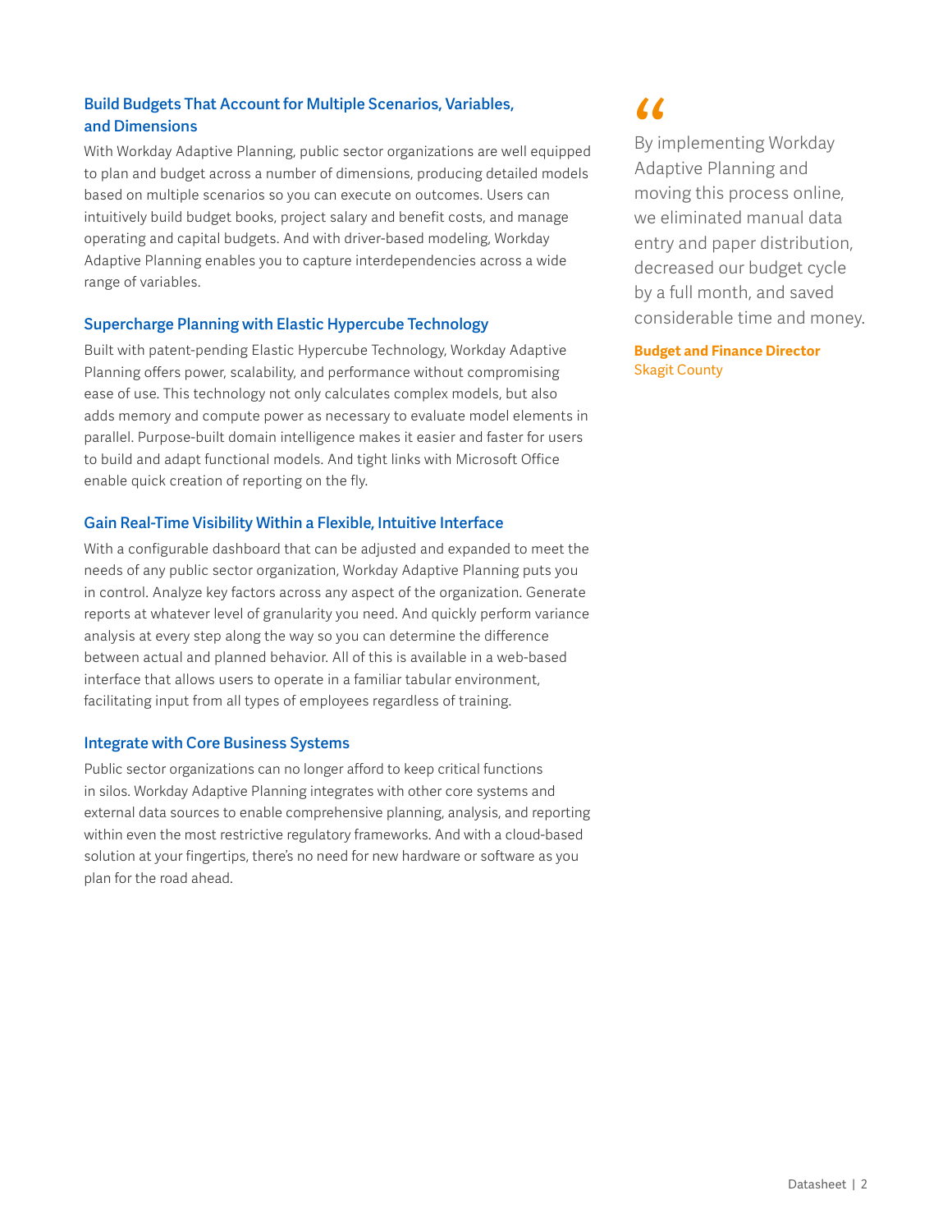### Build Budgets That Account for Multiple Scenarios, Variables, and Dimensions

With Workday Adaptive Planning, public sector organizations are well equipped to plan and budget across a number of dimensions, producing detailed models based on multiple scenarios so you can execute on outcomes. Users can intuitively build budget books, project salary and benefit costs, and manage operating and capital budgets. And with driver-based modeling, Workday Adaptive Planning enables you to capture interdependencies across a wide range of variables.

### Supercharge Planning with Elastic Hypercube Technology

Built with patent-pending Elastic Hypercube Technology, Workday Adaptive Planning offers power, scalability, and performance without compromising ease of use. This technology not only calculates complex models, but also adds memory and compute power as necessary to evaluate model elements in parallel. Purpose-built domain intelligence makes it easier and faster for users to build and adapt functional models. And tight links with Microsoft Office enable quick creation of reporting on the fly.

### Gain Real-Time Visibility Within a Flexible, Intuitive Interface

With a configurable dashboard that can be adjusted and expanded to meet the needs of any public sector organization, Workday Adaptive Planning puts you in control. Analyze key factors across any aspect of the organization. Generate reports at whatever level of granularity you need. And quickly perform variance analysis at every step along the way so you can determine the difference between actual and planned behavior. All of this is available in a web-based interface that allows users to operate in a familiar tabular environment, facilitating input from all types of employees regardless of training.

### Integrate with Core Business Systems

Public sector organizations can no longer afford to keep critical functions in silos. Workday Adaptive Planning integrates with other core systems and external data sources to enable comprehensive planning, analysis, and reporting within even the most restrictive regulatory frameworks. And with a cloud-based solution at your fingertips, there's no need for new hardware or software as you plan for the road ahead.

> “By implementing Workday Adaptive Planning and moving this process online, we eliminated manual data entry and paper distribution, decreased our budget cycle by a full month, and saved considerable time and money.
>
> **Budget and Finance Director**
> Skagit County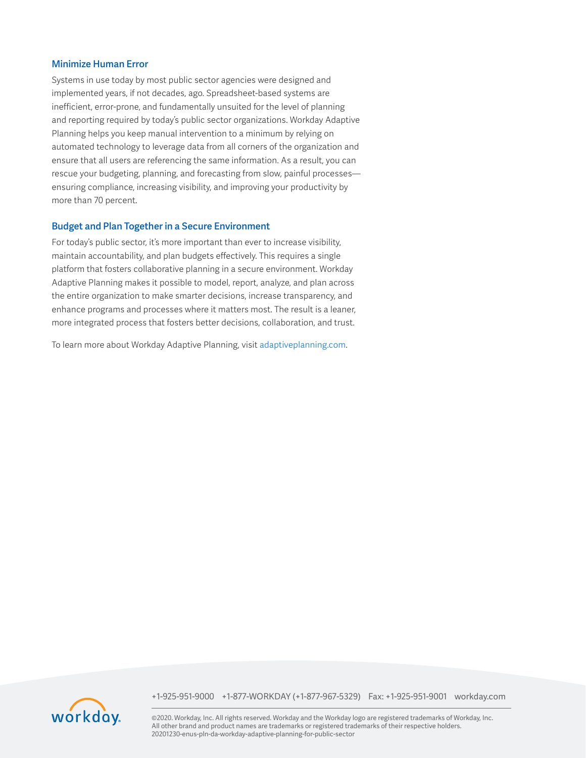### Minimize Human Error

Systems in use today by most public sector agencies were designed and implemented years, if not decades, ago. Spreadsheet-based systems are inefficient, error-prone, and fundamentally unsuited for the level of planning and reporting required by today's public sector organizations. Workday Adaptive Planning helps you keep manual intervention to a minimum by relying on automated technology to leverage data from all corners of the organization and ensure that all users are referencing the same information. As a result, you can rescue your budgeting, planning, and forecasting from slow, painful processes—ensuring compliance, increasing visibility, and improving your productivity by more than 70 percent.

### Budget and Plan Together in a Secure Environment

For today's public sector, it's more important than ever to increase visibility, maintain accountability, and plan budgets effectively. This requires a single platform that fosters collaborative planning in a secure environment. Workday Adaptive Planning makes it possible to model, report, analyze, and plan across the entire organization to make smarter decisions, increase transparency, and enhance programs and processes where it matters most. The result is a leaner, more integrated process that fosters better decisions, collaboration, and trust.

To learn more about Workday Adaptive Planning, visit adaptiveplanning.com.

workday.

+1-925-951-9000 +1-877-WORKDAY (+1-877-967-5329) Fax: +1-925-951-9001 workday.com

©2020. Workday, Inc. All rights reserved. Workday and the Workday logo are registered trademarks of Workday, Inc. All other brand and product names are trademarks or registered trademarks of their respective holders.
20201230-enus-pln-da-workday-adaptive-planning-for-public-sector